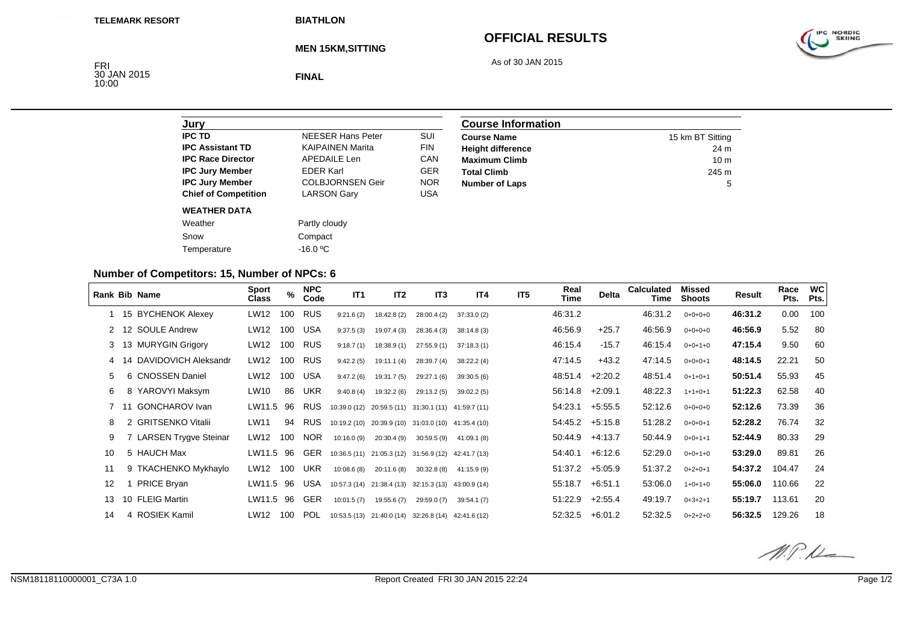TELEMARK RESORT

BIATHLON

MEN 15KM,SITTING

FINAL

FRI
30 JAN 2015
10:00

# OFFICIAL RESULTS

As of 30 JAN 2015

| Jury | | |
|---|---|---|
| **IPC TD** | NEESER Hans Peter | SUI |
| **IPC Assistant TD** | KAIPAINEN Marita | FIN |
| **IPC Race Director** | APEDAILE Len | CAN |
| **IPC Jury Member** | EDER Karl | GER |
| **IPC Jury Member** | COLBJORNSEN Geir | NOR |
| **Chief of Competition** | LARSON Gary | USA |

**WEATHER DATA**

| | |
|---|---|
| Weather | Partly cloudy |
| Snow | Compact |
| Temperature | -16.0 ºC |

| Course Information | |
|---|---|
| **Course Name** | 15 km BT Sitting |
| **Height difference** | 24 m |
| **Maximum Climb** | 10 m |
| **Total Climb** | 245 m |
| **Number of Laps** | 5 |

## Number of Competitors: 15, Number of NPCs: 6

| Rank | Bib | Name | Sport Class | % | NPC Code | IT1 | IT2 | IT3 | IT4 | IT5 | Real Time | Delta | Calculated Time | Missed Shoots | Result | Race Pts. | WC Pts. |
|---|---|---|---|---|---|---|---|---|---|---|---|---|---|---|---|---|---|
| 1 | 15 | BYCHENOK Alexey | LW12 | 100 | RUS | 9:21.6 (2) | 18:42.8 (2) | 28:00.4 (2) | 37:33.0 (2) | | 46:31.2 | | 46:31.2 | 0+0+0+0 | **46:31.2** | 0.00 | 100 |
| 2 | 12 | SOULE Andrew | LW12 | 100 | USA | 9:37.5 (3) | 19:07.4 (3) | 28:36.4 (3) | 38:14.8 (3) | | 46:56.9 | +25.7 | 46:56.9 | 0+0+0+0 | **46:56.9** | 5.52 | 80 |
| 3 | 13 | MURYGIN Grigory | LW12 | 100 | RUS | 9:18.7 (1) | 18:38.9 (1) | 27:55.9 (1) | 37:18.3 (1) | | 46:15.4 | -15.7 | 46:15.4 | 0+0+1+0 | **47:15.4** | 9.50 | 60 |
| 4 | 14 | DAVIDOVICH Aleksandr | LW12 | 100 | RUS | 9:42.2 (5) | 19:11.1 (4) | 28:39.7 (4) | 38:22.2 (4) | | 47:14.5 | +43.2 | 47:14.5 | 0+0+0+1 | **48:14.5** | 22.21 | 50 |
| 5 | 6 | CNOSSEN Daniel | LW12 | 100 | USA | 9:47.2 (6) | 19:31.7 (5) | 29:27.1 (6) | 39:30.5 (6) | | 48:51.4 | +2:20.2 | 48:51.4 | 0+1+0+1 | **50:51.4** | 55.93 | 45 |
| 6 | 8 | YAROVYI Maksym | LW10 | 86 | UKR | 9:40.8 (4) | 19:32.2 (6) | 29:13.2 (5) | 39:02.2 (5) | | 56:14.8 | +2:09.1 | 48:22.3 | 1+1+0+1 | **51:22.3** | 62.58 | 40 |
| 7 | 11 | GONCHAROV Ivan | LW11.5 | 96 | RUS | 10:39.0 (12) | 20:59.5 (11) | 31:30.1 (11) | 41:59.7 (11) | | 54:23.1 | +5:55.5 | 52:12.6 | 0+0+0+0 | **52:12.6** | 73.39 | 36 |
| 8 | 2 | GRITSENKO Vitalii | LW11 | 94 | RUS | 10:19.2 (10) | 20:39.9 (10) | 31:03.0 (10) | 41:35.4 (10) | | 54:45.2 | +5:15.8 | 51:28.2 | 0+0+0+1 | **52:28.2** | 76.74 | 32 |
| 9 | 7 | LARSEN Trygve Steinar | LW12 | 100 | NOR | 10:16.0 (9) | 20:30.4 (9) | 30:59.5 (9) | 41:09.1 (8) | | 50:44.9 | +4:13.7 | 50:44.9 | 0+0+1+1 | **52:44.9** | 80.33 | 29 |
| 10 | 5 | HAUCH Max | LW11.5 | 96 | GER | 10:36.5 (11) | 21:05.3 (12) | 31:56.9 (12) | 42:41.7 (13) | | 54:40.1 | +6:12.6 | 52:29.0 | 0+0+1+0 | **53:29.0** | 89.81 | 26 |
| 11 | 9 | TKACHENKO Mykhaylo | LW12 | 100 | UKR | 10:08.6 (8) | 20:11.6 (8) | 30:32.8 (8) | 41:15.9 (9) | | 51:37.2 | +5:05.9 | 51:37.2 | 0+2+0+1 | **54:37.2** | 104.47 | 24 |
| 12 | 1 | PRICE Bryan | LW11.5 | 96 | USA | 10:57.3 (14) | 21:38.4 (13) | 32:15.3 (13) | 43:00.9 (14) | | 55:18.7 | +6:51.1 | 53:06.0 | 1+0+1+0 | **55:06.0** | 110.66 | 22 |
| 13 | 10 | FLEIG Martin | LW11.5 | 96 | GER | 10:01.5 (7) | 19:55.6 (7) | 29:59.0 (7) | 39:54.1 (7) | | 51:22.9 | +2:55.4 | 49:19.7 | 0+3+2+1 | **55:19.7** | 113.61 | 20 |
| 14 | 4 | ROSIEK Kamil | LW12 | 100 | POL | 10:53.5 (13) | 21:40.0 (14) | 32:26.8 (14) | 42:41.6 (12) | | 52:32.5 | +6:01.2 | 52:32.5 | 0+2+2+0 | **56:32.5** | 129.26 | 18 |

NSM18118110000001_C73A 1.0

Report Created FRI 30 JAN 2015 22:24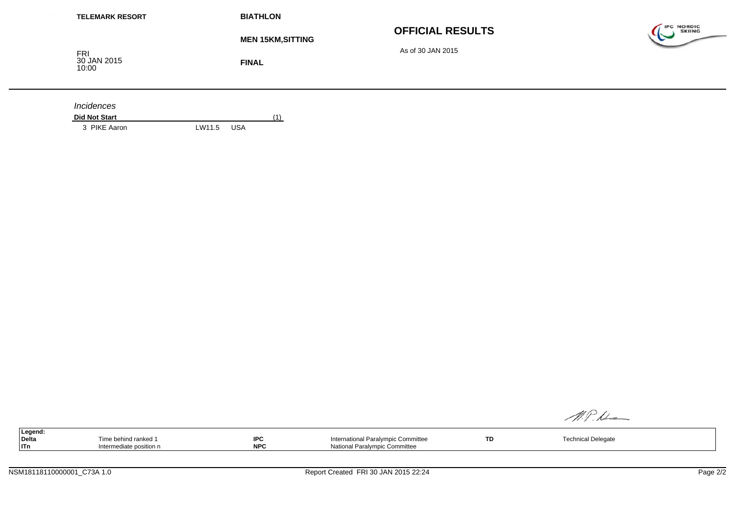TELEMARK RESORT

**BIATHLON**

**MEN 15KM,SITTING**

FRI
30 JAN 2015
10:00

**FINAL**

## OFFICIAL RESULTS

As of 30 JAN 2015

*Incidences*

**Did Not Start** (1)

| | | |
|---|---|---|
| 3 PIKE Aaron | LW11.5 | USA |

| Legend: | | | | | |
|---|---|---|---|---|---|
| Delta | Time behind ranked 1 | IPC | International Paralympic Committee | TD | Technical Delegate |
| ITn | Intermediate position n | NPC | National Paralympic Committee | | |

NSM18118110000001_C73A 1.0

Report Created FRI 30 JAN 2015 22:24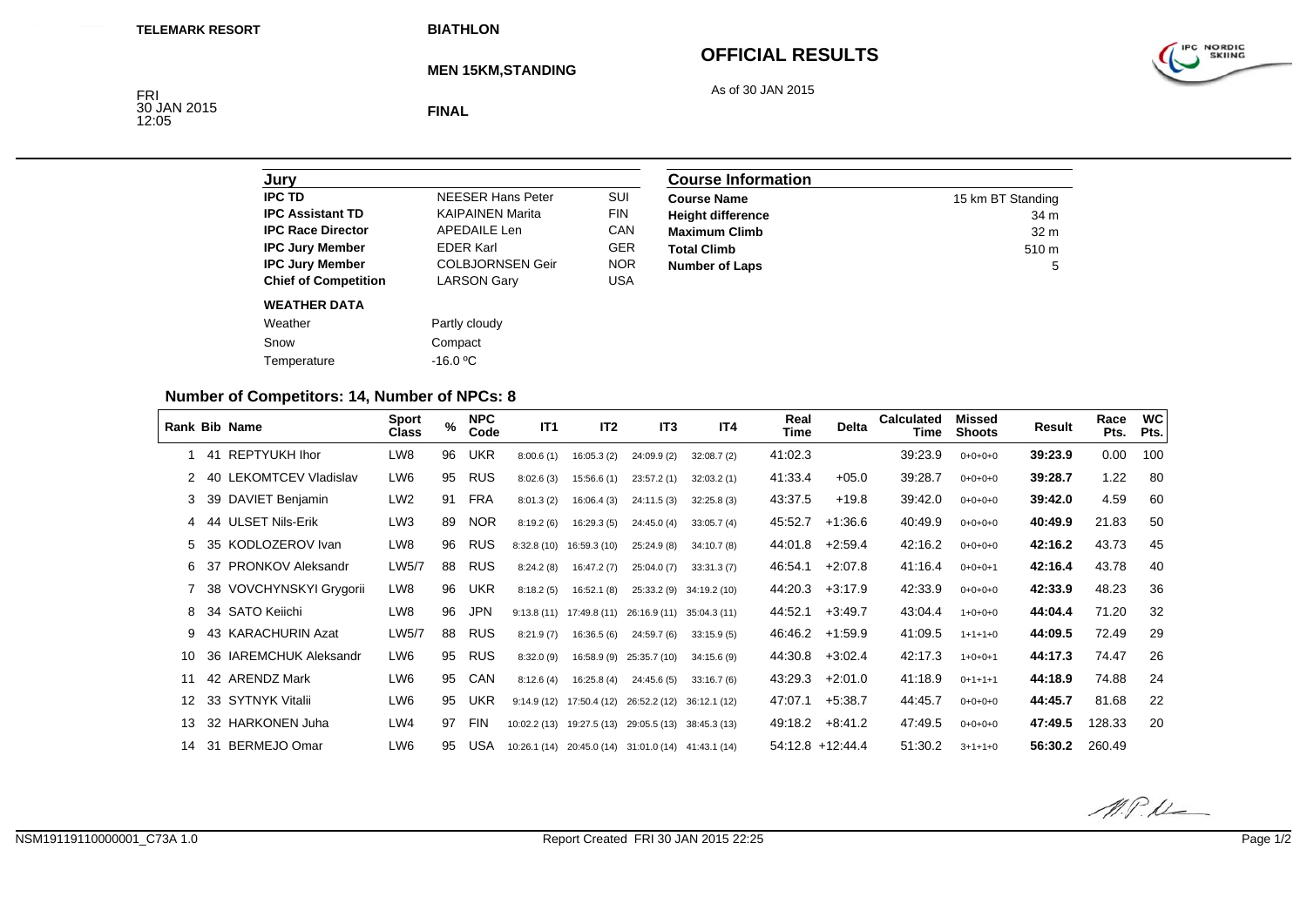TELEMARK RESORT

BIATHLON

**MEN 15KM,STANDING**

**FINAL**

FRI
30 JAN 2015
12:05

# OFFICIAL RESULTS

As of 30 JAN 2015

| Jury | | |
|---|---|---|
| **IPC TD** | NEESER Hans Peter | SUI |
| **IPC Assistant TD** | KAIPAINEN Marita | FIN |
| **IPC Race Director** | APEDAILE Len | CAN |
| **IPC Jury Member** | EDER Karl | GER |
| **IPC Jury Member** | COLBJORNSEN Geir | NOR |
| **Chief of Competition** | LARSON Gary | USA |

**WEATHER DATA**

| | |
|---|---|
| Weather | Partly cloudy |
| Snow | Compact |
| Temperature | -16.0 ºC |

| Course Information | |
|---|---|
| **Course Name** | 15 km BT Standing |
| **Height difference** | 34 m |
| **Maximum Climb** | 32 m |
| **Total Climb** | 510 m |
| **Number of Laps** | 5 |

## Number of Competitors: 14, Number of NPCs: 8

| Rank | Bib | Name | Sport Class | % | NPC Code | IT1 | IT2 | IT3 | IT4 | Real Time | Delta | Calculated Time | Missed Shoots | Result | Race Pts. | WC Pts. |
|---|---|---|---|---|---|---|---|---|---|---|---|---|---|---|---|---|
| 1 | 41 | REPTYUKH Ihor | LW8 | 96 | UKR | 8:00.6 (1) | 16:05.3 (2) | 24:09.9 (2) | 32:08.7 (2) | 41:02.3 | | 39:23.9 | 0+0+0+0 | **39:23.9** | 0.00 | 100 |
| 2 | 40 | LEKOMTCEV Vladislav | LW6 | 95 | RUS | 8:02.6 (3) | 15:56.6 (1) | 23:57.2 (1) | 32:03.2 (1) | 41:33.4 | +05.0 | 39:28.7 | 0+0+0+0 | **39:28.7** | 1.22 | 80 |
| 3 | 39 | DAVIET Benjamin | LW2 | 91 | FRA | 8:01.3 (2) | 16:06.4 (3) | 24:11.5 (3) | 32:25.8 (3) | 43:37.5 | +19.8 | 39:42.0 | 0+0+0+0 | **39:42.0** | 4.59 | 60 |
| 4 | 44 | ULSET Nils-Erik | LW3 | 89 | NOR | 8:19.2 (6) | 16:29.3 (5) | 24:45.0 (4) | 33:05.7 (4) | 45:52.7 | +1:36.6 | 40:49.9 | 0+0+0+0 | **40:49.9** | 21.83 | 50 |
| 5 | 35 | KODLOZEROV Ivan | LW8 | 96 | RUS | 8:32.8 (10) | 16:59.3 (10) | 25:24.9 (8) | 34:10.7 (8) | 44:01.8 | +2:59.4 | 42:16.2 | 0+0+0+0 | **42:16.2** | 43.73 | 45 |
| 6 | 37 | PRONKOV Aleksandr | LW5/7 | 88 | RUS | 8:24.2 (8) | 16:47.2 (7) | 25:04.0 (7) | 33:31.3 (7) | 46:54.1 | +2:07.8 | 41:16.4 | 0+0+0+1 | **42:16.4** | 43.78 | 40 |
| 7 | 38 | VOVCHYNSKYI Grygorii | LW8 | 96 | UKR | 8:18.2 (5) | 16:52.1 (8) | 25:33.2 (9) | 34:19.2 (10) | 44:20.3 | +3:17.9 | 42:33.9 | 0+0+0+0 | **42:33.9** | 48.23 | 36 |
| 8 | 34 | SATO Keiichi | LW8 | 96 | JPN | 9:13.8 (11) | 17:49.8 (11) | 26:16.9 (11) | 35:04.3 (11) | 44:52.1 | +3:49.7 | 43:04.4 | 1+0+0+0 | **44:04.4** | 71.20 | 32 |
| 9 | 43 | KARACHURIN Azat | LW5/7 | 88 | RUS | 8:21.9 (7) | 16:36.5 (6) | 24:59.7 (6) | 33:15.9 (5) | 46:46.2 | +1:59.9 | 41:09.5 | 1+1+1+0 | **44:09.5** | 72.49 | 29 |
| 10 | 36 | IAREMCHUK Aleksandr | LW6 | 95 | RUS | 8:32.0 (9) | 16:58.9 (9) | 25:35.7 (10) | 34:15.6 (9) | 44:30.8 | +3:02.4 | 42:17.3 | 1+0+0+1 | **44:17.3** | 74.47 | 26 |
| 11 | 42 | ARENDZ Mark | LW6 | 95 | CAN | 8:12.6 (4) | 16:25.8 (4) | 24:45.6 (5) | 33:16.7 (6) | 43:29.3 | +2:01.0 | 41:18.9 | 0+1+1+1 | **44:18.9** | 74.88 | 24 |
| 12 | 33 | SYTNYK Vitalii | LW6 | 95 | UKR | 9:14.9 (12) | 17:50.4 (12) | 26:52.2 (12) | 36:12.1 (12) | 47:07.1 | +5:38.7 | 44:45.7 | 0+0+0+0 | **44:45.7** | 81.68 | 22 |
| 13 | 32 | HARKONEN Juha | LW4 | 97 | FIN | 10:02.2 (13) | 19:27.5 (13) | 29:05.5 (13) | 38:45.3 (13) | 49:18.2 | +8:41.2 | 47:49.5 | 0+0+0+0 | **47:49.5** | 128.33 | 20 |
| 14 | 31 | BERMEJO Omar | LW6 | 95 | USA | 10:26.1 (14) | 20:45.0 (14) | 31:01.0 (14) | 41:43.1 (14) | 54:12.8 | +12:44.4 | 51:30.2 | 3+1+1+0 | **56:30.2** | 260.49 | |

NSM19119110000001_C73A 1.0

Report Created FRI 30 JAN 2015 22:25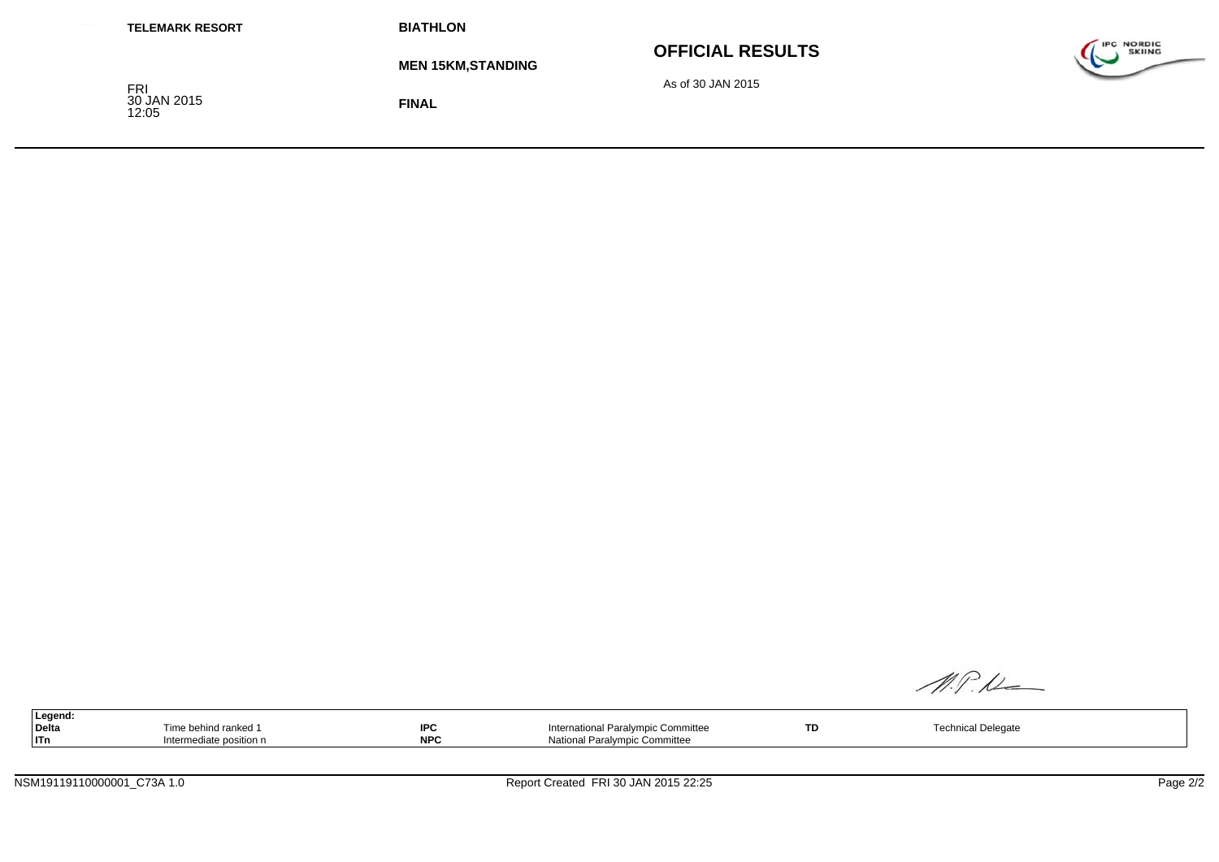**TELEMARK RESORT**

FRI
30 JAN 2015
12:05

**BIATHLON**

**MEN 15KM,STANDING**

**FINAL**

## OFFICIAL RESULTS

As of 30 JAN 2015

| Legend: | | | | | |
|---|---|---|---|---|---|
| **Delta** | Time behind ranked 1 | **IPC** | International Paralympic Committee | **TD** | Technical Delegate |
| **ITn** | Intermediate position n | **NPC** | National Paralympic Committee | | |

NSM19119110000001_C73A 1.0

Report Created FRI 30 JAN 2015 22:25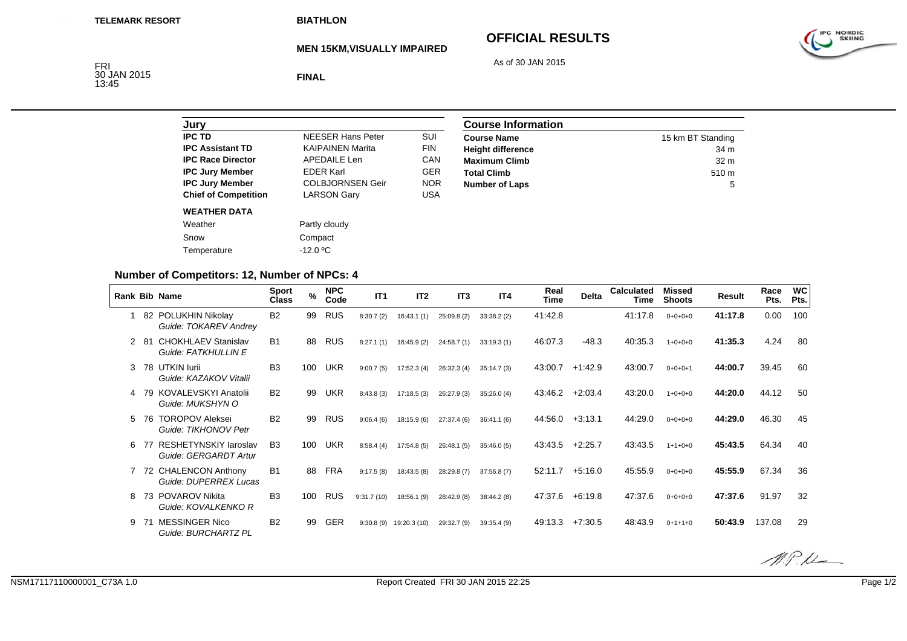TELEMARK RESORT

BIATHLON

# OFFICIAL RESULTS

## MEN 15KM,VISUALLY IMPAIRED

As of 30 JAN 2015

FRI
30 JAN 2015
13:45

**FINAL**

| Jury | | |
|---|---|---|
| **IPC TD** | NEESER Hans Peter | SUI |
| **IPC Assistant TD** | KAIPAINEN Marita | FIN |
| **IPC Race Director** | APEDAILE Len | CAN |
| **IPC Jury Member** | EDER Karl | GER |
| **IPC Jury Member** | COLBJORNSEN Geir | NOR |
| **Chief of Competition** | LARSON Gary | USA |

**WEATHER DATA**

| | |
|---|---|
| Weather | Partly cloudy |
| Snow | Compact |
| Temperature | -12.0 ºC |

| Course Information | |
|---|---|
| **Course Name** | 15 km BT Standing |
| **Height difference** | 34 m |
| **Maximum Climb** | 32 m |
| **Total Climb** | 510 m |
| **Number of Laps** | 5 |

### Number of Competitors: 12, Number of NPCs: 4

| Rank | Bib | Name | Sport Class | % | NPC Code | IT1 | IT2 | IT3 | IT4 | Real Time | Delta | Calculated Time | Missed Shoots | Result | Race Pts. | WC Pts. |
|---|---|---|---|---|---|---|---|---|---|---|---|---|---|---|---|---|
| 1 | 82 | POLUKHIN Nikolay<br>*Guide: TOKAREV Andrey* | B2 | 99 | RUS | 8:30.7 (2) | 16:43.1 (1) | 25:09.8 (2) | 33:38.2 (2) | 41:42.8 | | 41:17.8 | 0+0+0+0 | **41:17.8** | 0.00 | 100 |
| 2 | 81 | CHOKHLAEV Stanislav<br>*Guide: FATKHULLIN E* | B1 | 88 | RUS | 8:27.1 (1) | 16:45.9 (2) | 24:58.7 (1) | 33:19.3 (1) | 46:07.3 | -48.3 | 40:35.3 | 1+0+0+0 | **41:35.3** | 4.24 | 80 |
| 3 | 78 | UTKIN Iurii<br>*Guide: KAZAKOV Vitalii* | B3 | 100 | UKR | 9:00.7 (5) | 17:52.3 (4) | 26:32.3 (4) | 35:14.7 (3) | 43:00.7 | +1:42.9 | 43:00.7 | 0+0+0+1 | **44:00.7** | 39.45 | 60 |
| 4 | 79 | KOVALEVSKYI Anatolii<br>*Guide: MUKSHYN O* | B2 | 99 | UKR | 8:43.8 (3) | 17:18.5 (3) | 26:27.9 (3) | 35:26.0 (4) | 43:46.2 | +2:03.4 | 43:20.0 | 1+0+0+0 | **44:20.0** | 44.12 | 50 |
| 5 | 76 | TOROPOV Aleksei<br>*Guide: TIKHONOV Petr* | B2 | 99 | RUS | 9:06.4 (6) | 18:15.9 (6) | 27:37.4 (6) | 36:41.1 (6) | 44:56.0 | +3:13.1 | 44:29.0 | 0+0+0+0 | **44:29.0** | 46.30 | 45 |
| 6 | 77 | RESHETYNSKIY Iaroslav<br>*Guide: GERGARDT Artur* | B3 | 100 | UKR | 8:58.4 (4) | 17:54.8 (5) | 26:48.1 (5) | 35:46.0 (5) | 43:43.5 | +2:25.7 | 43:43.5 | 1+1+0+0 | **45:43.5** | 64.34 | 40 |
| 7 | 72 | CHALENCON Anthony<br>*Guide: DUPERREX Lucas* | B1 | 88 | FRA | 9:17.5 (8) | 18:43.5 (8) | 28:29.8 (7) | 37:56.8 (7) | 52:11.7 | +5:16.0 | 45:55.9 | 0+0+0+0 | **45:55.9** | 67.34 | 36 |
| 8 | 73 | POVAROV Nikita<br>*Guide: KOVALKENKO R* | B3 | 100 | RUS | 9:31.7 (10) | 18:56.1 (9) | 28:42.9 (8) | 38:44.2 (8) | 47:37.6 | +6:19.8 | 47:37.6 | 0+0+0+0 | **47:37.6** | 91.97 | 32 |
| 9 | 71 | MESSINGER Nico<br>*Guide: BURCHARTZ PL* | B2 | 99 | GER | 9:30.8 (9) | 19:20.3 (10) | 29:32.7 (9) | 39:35.4 (9) | 49:13.3 | +7:30.5 | 48:43.9 | 0+1+1+0 | **50:43.9** | 137.08 | 29 |

NSM17117110000001_C73A 1.0 Report Created FRI 30 JAN 2015 22:25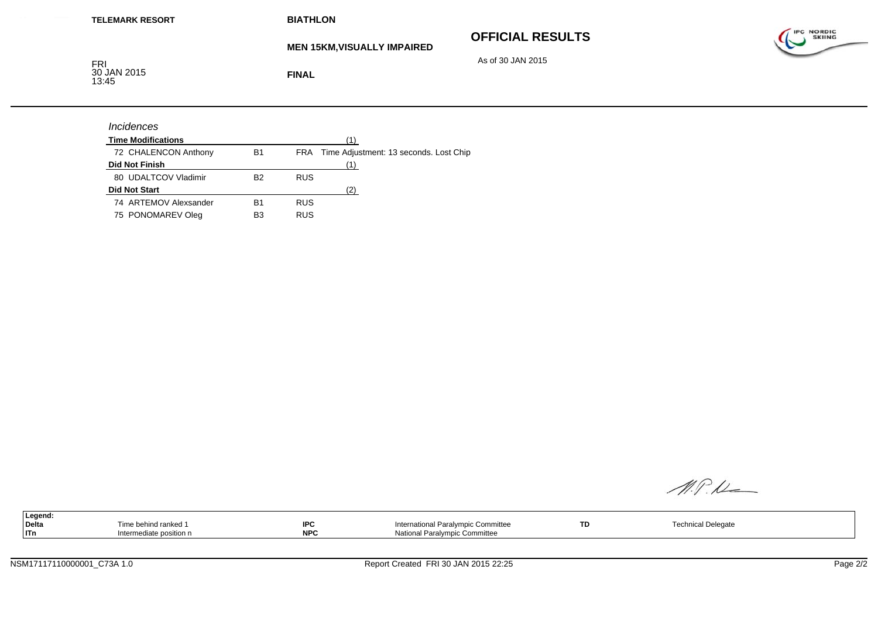TELEMARK RESORT

BIATHLON

MEN 15KM,VISUALLY IMPAIRED

FINAL

FRI
30 JAN 2015
13:45

## OFFICIAL RESULTS

As of 30 JAN 2015

*Incidences*

| | | | |
|---|---|---|---|
| **Time Modifications** | | | (1) |
| 72 CHALENCON Anthony | B1 | FRA | Time Adjustment: 13 seconds. Lost Chip |
| **Did Not Finish** | | | (1) |
| 80 UDALTCOV Vladimir | B2 | RUS | |
| **Did Not Start** | | | (2) |
| 74 ARTEMOV Alexsander | B1 | RUS | |
| 75 PONOMAREV Oleg | B3 | RUS | |

**Legend:**

| | | | | | |
|---|---|---|---|---|---|
| **Delta** | Time behind ranked 1 | **IPC** | International Paralympic Committee | **TD** | Technical Delegate |
| **ITn** | Intermediate position n | **NPC** | National Paralympic Committee | | |

NSM17117110000001_C73A 1.0

Report Created FRI 30 JAN 2015 22:25